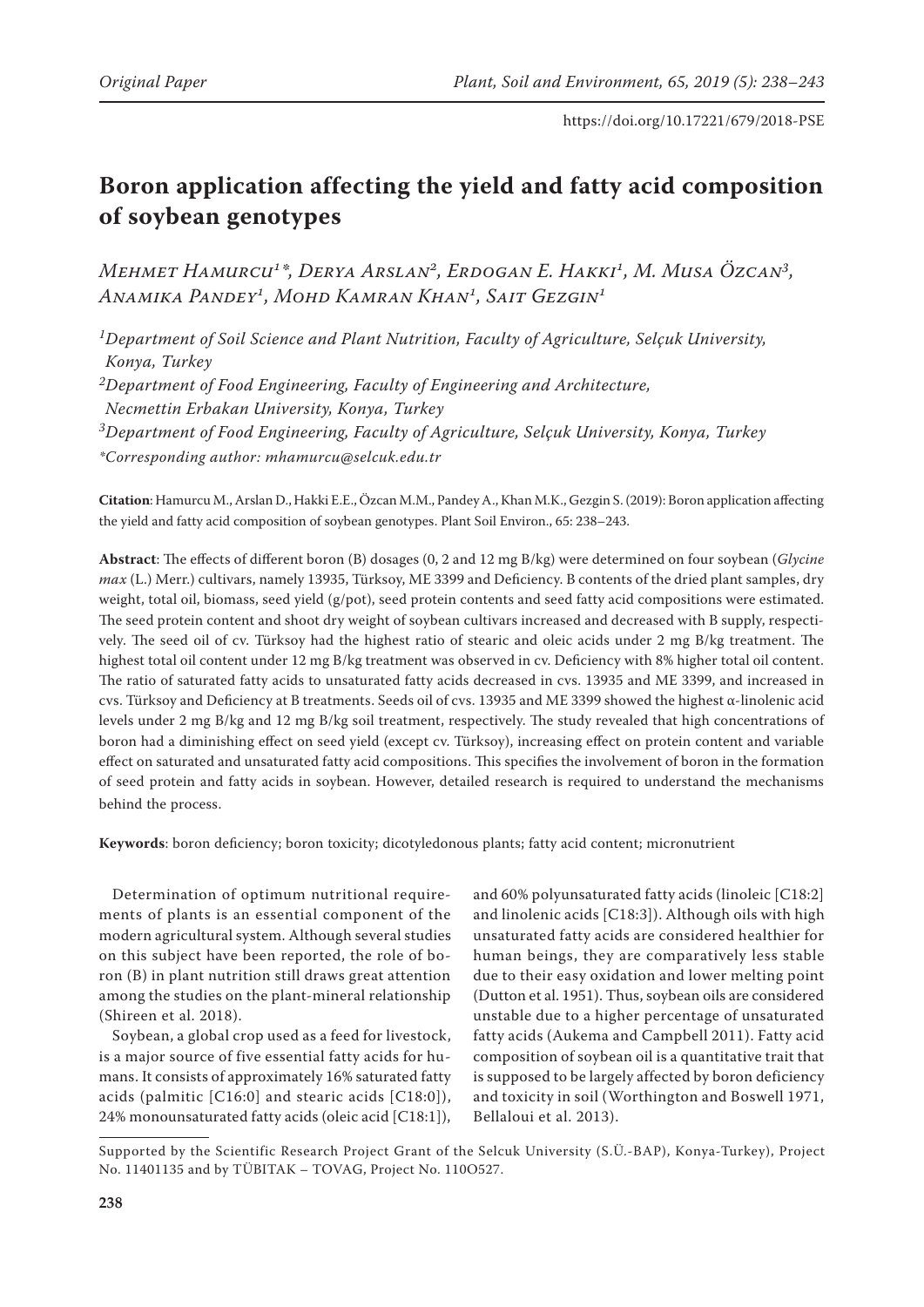# Boron application affecting the yield and fatty acid composition of soybean genotypes

*Mehmet Hamurcu[1]\*, Derya Arslan[2], Erdogan E. Hakki[1], M. Musa Özcan[3], Anamika Pandey[1], Mohd Kamran Khan[1], Sait Gezgin[1]*

[1]*Department of Soil Science and Plant Nutrition, Faculty of Agriculture, Selçuk University, Konya, Turkey*

[2]*Department of Food Engineering, Faculty of Engineering and Architecture, Necmettin Erbakan University, Konya, Turkey*

[3]*Department of Food Engineering, Faculty of Agriculture, Selçuk University, Konya, Turkey*

*\*Corresponding author: mhamurcu@selcuk.edu.tr*

**Citation**: Hamurcu M., Arslan D., Hakki E.E., Özcan M.M., Pandey A., Khan M.K., Gezgin S. (2019): Boron application affecting the yield and fatty acid composition of soybean genotypes. Plant Soil Environ., 65: 238–243.

**Abstract**: The effects of different boron (B) dosages (0, 2 and 12 mg B/kg) were determined on four soybean (*Glycine max* (L.) Merr.) cultivars, namely 13935, Türksoy, ME 3399 and Deficiency. B contents of the dried plant samples, dry weight, total oil, biomass, seed yield (g/pot), seed protein contents and seed fatty acid compositions were estimated. The seed protein content and shoot dry weight of soybean cultivars increased and decreased with B supply, respectively. The seed oil of cv. Türksoy had the highest ratio of stearic and oleic acids under 2 mg B/kg treatment. The highest total oil content under 12 mg B/kg treatment was observed in cv. Deficiency with 8% higher total oil content. The ratio of saturated fatty acids to unsaturated fatty acids decreased in cvs. 13935 and ME 3399, and increased in cvs. Türksoy and Deficiency at B treatments. Seeds oil of cvs. 13935 and ME 3399 showed the highest α-linolenic acid levels under 2 mg B/kg and 12 mg B/kg soil treatment, respectively. The study revealed that high concentrations of boron had a diminishing effect on seed yield (except cv. Türksoy), increasing effect on protein content and variable effect on saturated and unsaturated fatty acid compositions. This specifies the involvement of boron in the formation of seed protein and fatty acids in soybean. However, detailed research is required to understand the mechanisms behind the process.

**Keywords**: boron deficiency; boron toxicity; dicotyledonous plants; fatty acid content; micronutrient

Determination of optimum nutritional requirements of plants is an essential component of the modern agricultural system. Although several studies on this subject have been reported, the role of boron (B) in plant nutrition still draws great attention among the studies on the plant-mineral relationship (Shireen et al. 2018).

Soybean, a global crop used as a feed for livestock, is a major source of five essential fatty acids for humans. It consists of approximately 16% saturated fatty acids (palmitic [C16:0] and stearic acids [C18:0]), 24% monounsaturated fatty acids (oleic acid [C18:1]), and 60% polyunsaturated fatty acids (linoleic [C18:2] and linolenic acids [C18:3]). Although oils with high unsaturated fatty acids are considered healthier for human beings, they are comparatively less stable due to their easy oxidation and lower melting point (Dutton et al. 1951). Thus, soybean oils are considered unstable due to a higher percentage of unsaturated fatty acids (Aukema and Campbell 2011). Fatty acid composition of soybean oil is a quantitative trait that is supposed to be largely affected by boron deficiency and toxicity in soil (Worthington and Boswell 1971, Bellaloui et al. 2013).

Supported by the Scientific Research Project Grant of the Selcuk University (S.Ü.-BAP), Konya-Turkey), Project No. 11401135 and by TÜBITAK – TOVAG, Project No. 110O527.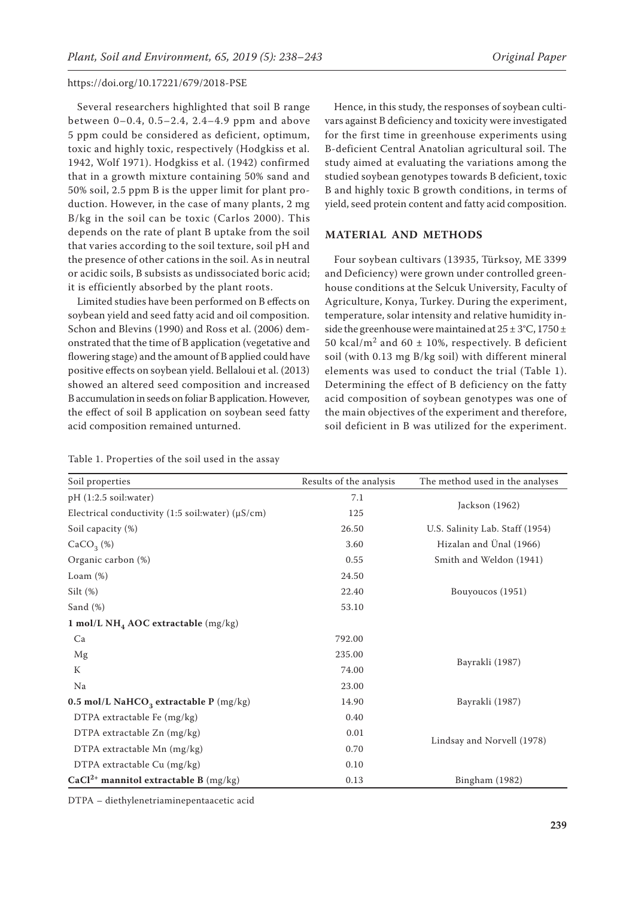Several researchers highlighted that soil B range between 0–0.4, 0.5–2.4, 2.4–4.9 ppm and above 5 ppm could be considered as deficient, optimum, toxic and highly toxic, respectively (Hodgkiss et al. 1942, Wolf 1971). Hodgkiss et al. (1942) confirmed that in a growth mixture containing 50% sand and 50% soil, 2.5 ppm B is the upper limit for plant production. However, in the case of many plants, 2 mg B/kg in the soil can be toxic (Carlos 2000). This depends on the rate of plant B uptake from the soil that varies according to the soil texture, soil pH and the presence of other cations in the soil. As in neutral or acidic soils, B subsists as undissociated boric acid; it is efficiently absorbed by the plant roots.

Limited studies have been performed on B effects on soybean yield and seed fatty acid and oil composition. Schon and Blevins (1990) and Ross et al. (2006) demonstrated that the time of B application (vegetative and flowering stage) and the amount of B applied could have positive effects on soybean yield. Bellaloui et al. (2013) showed an altered seed composition and increased B accumulation in seeds on foliar B application. However, the effect of soil B application on soybean seed fatty acid composition remained unturned.

Hence, in this study, the responses of soybean cultivars against B deficiency and toxicity were investigated for the first time in greenhouse experiments using B-deficient Central Anatolian agricultural soil. The study aimed at evaluating the variations among the studied soybean genotypes towards B deficient, toxic B and highly toxic B growth conditions, in terms of yield, seed protein content and fatty acid composition.

## MATERIAL AND METHODS

Four soybean cultivars (13935, Türksoy, ME 3399 and Deficiency) were grown under controlled greenhouse conditions at the Selcuk University, Faculty of Agriculture, Konya, Turkey. During the experiment, temperature, solar intensity and relative humidity inside the greenhouse were maintained at 25 ± 3°C, 1750 ± 50 kcal/$m^2$ and 60 ± 10%, respectively. B deficient soil (with 0.13 mg B/kg soil) with different mineral elements was used to conduct the trial (Table 1). Determining the effect of B deficiency on the fatty acid composition of soybean genotypes was one of the main objectives of the experiment and therefore, soil deficient in B was utilized for the experiment.

Table 1. Properties of the soil used in the assay

| Soil properties | Results of the analysis | The method used in the analyses |
|---|---|---|
| pH (1:2.5 soil:water) | 7.1 | Jackson (1962) |
| Electrical conductivity (1:5 soil:water) (μS/cm) | 125 | |
| Soil capacity (%) | 26.50 | U.S. Salinity Lab. Staff (1954) |
| $CaCO_3$ (%) | 3.60 | Hizalan and Ünal (1966) |
| Organic carbon (%) | 0.55 | Smith and Weldon (1941) |
| Loam (%) | 24.50 | Bouyoucos (1951) |
| Silt (%) | 22.40 | |
| Sand (%) | 53.10 | |
| **1 mol/L $NH_4$ AOC extractable** (mg/kg) | | |
| Ca | 792.00 | Bayrakli (1987) |
| Mg | 235.00 | |
| K | 74.00 | |
| Na | 23.00 | |
| **0.5 mol/L $NaHCO_3$ extractable P** (mg/kg) | 14.90 | Bayrakli (1987) |
| DTPA extractable Fe (mg/kg) | 0.40 | Lindsay and Norvell (1978) |
| DTPA extractable Zn (mg/kg) | 0.01 | |
| DTPA extractable Mn (mg/kg) | 0.70 | |
| DTPA extractable Cu (mg/kg) | 0.10 | |
| **$CaCl^{2+}$ mannitol extractable B** (mg/kg) | 0.13 | Bingham (1982) |

DTPA – diethylenetriaminepentaacetic acid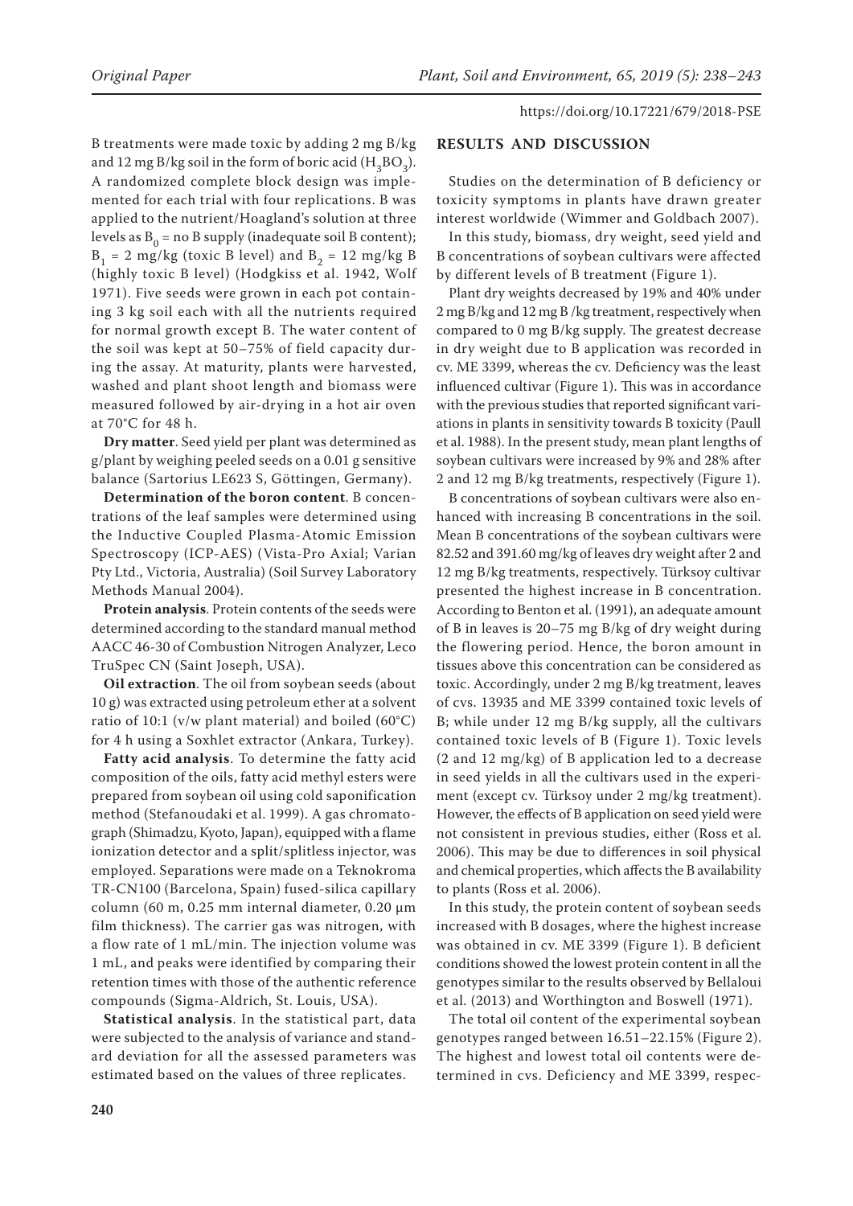B treatments were made toxic by adding 2 mg B/kg and 12 mg B/kg soil in the form of boric acid ($H_3BO_3$). A randomized complete block design was implemented for each trial with four replications. B was applied to the nutrient/Hoagland's solution at three levels as $B_0$ = no B supply (inadequate soil B content); $B_1$ = 2 mg/kg (toxic B level) and $B_2$ = 12 mg/kg B (highly toxic B level) (Hodgkiss et al. 1942, Wolf 1971). Five seeds were grown in each pot containing 3 kg soil each with all the nutrients required for normal growth except B. The water content of the soil was kept at 50–75% of field capacity during the assay. At maturity, plants were harvested, washed and plant shoot length and biomass were measured followed by air-drying in a hot air oven at 70°C for 48 h.

**Dry matter**. Seed yield per plant was determined as g/plant by weighing peeled seeds on a 0.01 g sensitive balance (Sartorius LE623 S, Göttingen, Germany).

**Determination of the boron content**. B concentrations of the leaf samples were determined using the Inductive Coupled Plasma-Atomic Emission Spectroscopy (ICP-AES) (Vista-Pro Axial; Varian Pty Ltd., Victoria, Australia) (Soil Survey Laboratory Methods Manual 2004).

**Protein analysis**. Protein contents of the seeds were determined according to the standard manual method AACC 46-30 of Combustion Nitrogen Analyzer, Leco TruSpec CN (Saint Joseph, USA).

**Oil extraction**. The oil from soybean seeds (about 10 g) was extracted using petroleum ether at a solvent ratio of 10:1 (v/w plant material) and boiled (60°C) for 4 h using a Soxhlet extractor (Ankara, Turkey).

**Fatty acid analysis**. To determine the fatty acid composition of the oils, fatty acid methyl esters were prepared from soybean oil using cold saponification method (Stefanoudaki et al. 1999). A gas chromatograph (Shimadzu, Kyoto, Japan), equipped with a flame ionization detector and a split/splitless injector, was employed. Separations were made on a Teknokroma TR-CN100 (Barcelona, Spain) fused-silica capillary column (60 m, 0.25 mm internal diameter, 0.20 μm film thickness). The carrier gas was nitrogen, with a flow rate of 1 mL/min. The injection volume was 1 mL, and peaks were identified by comparing their retention times with those of the authentic reference compounds (Sigma-Aldrich, St. Louis, USA).

**Statistical analysis**. In the statistical part, data were subjected to the analysis of variance and standard deviation for all the assessed parameters was estimated based on the values of three replicates.

## RESULTS AND DISCUSSION

Studies on the determination of B deficiency or toxicity symptoms in plants have drawn greater interest worldwide (Wimmer and Goldbach 2007).

In this study, biomass, dry weight, seed yield and B concentrations of soybean cultivars were affected by different levels of B treatment (Figure 1).

Plant dry weights decreased by 19% and 40% under 2 mg B/kg and 12 mg B /kg treatment, respectively when compared to 0 mg B/kg supply. The greatest decrease in dry weight due to B application was recorded in cv. ME 3399, whereas the cv. Deficiency was the least influenced cultivar (Figure 1). This was in accordance with the previous studies that reported significant variations in plants in sensitivity towards B toxicity (Paull et al. 1988). In the present study, mean plant lengths of soybean cultivars were increased by 9% and 28% after 2 and 12 mg B/kg treatments, respectively (Figure 1).

B concentrations of soybean cultivars were also enhanced with increasing B concentrations in the soil. Mean B concentrations of the soybean cultivars were 82.52 and 391.60 mg/kg of leaves dry weight after 2 and 12 mg B/kg treatments, respectively. Türksoy cultivar presented the highest increase in B concentration. According to Benton et al. (1991), an adequate amount of B in leaves is 20–75 mg B/kg of dry weight during the flowering period. Hence, the boron amount in tissues above this concentration can be considered as toxic. Accordingly, under 2 mg B/kg treatment, leaves of cvs. 13935 and ME 3399 contained toxic levels of B; while under 12 mg B/kg supply, all the cultivars contained toxic levels of B (Figure 1). Toxic levels (2 and 12 mg/kg) of B application led to a decrease in seed yields in all the cultivars used in the experiment (except cv. Türksoy under 2 mg/kg treatment). However, the effects of B application on seed yield were not consistent in previous studies, either (Ross et al. 2006). This may be due to differences in soil physical and chemical properties, which affects the B availability to plants (Ross et al. 2006).

In this study, the protein content of soybean seeds increased with B dosages, where the highest increase was obtained in cv. ME 3399 (Figure 1). B deficient conditions showed the lowest protein content in all the genotypes similar to the results observed by Bellaloui et al. (2013) and Worthington and Boswell (1971).

The total oil content of the experimental soybean genotypes ranged between 16.51–22.15% (Figure 2). The highest and lowest total oil contents were determined in cvs. Deficiency and ME 3399, respec-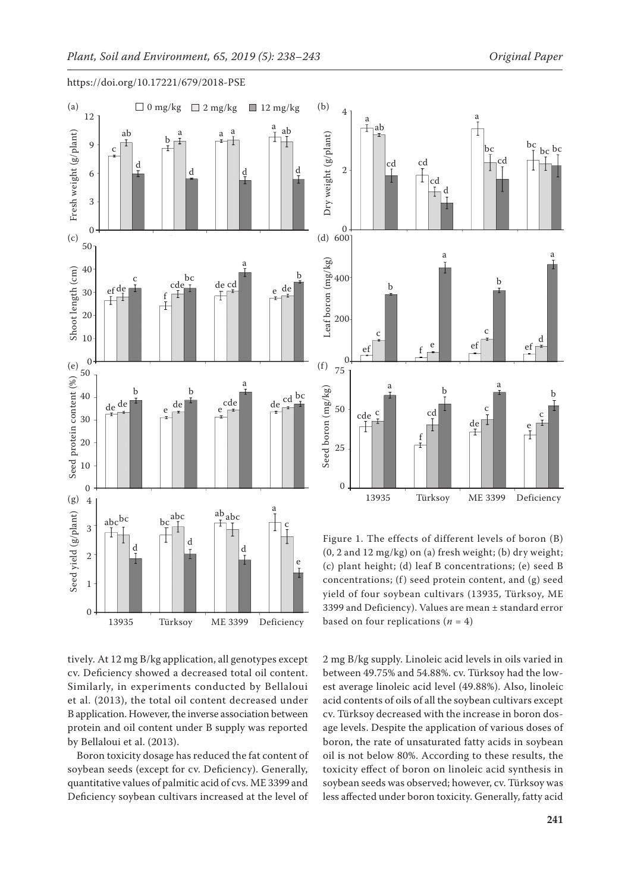Figure 1. The effects of different levels of boron (B) (0, 2 and 12 mg/kg) on (a) fresh weight; (b) dry weight; (c) plant height; (d) leaf B concentrations; (e) seed B concentrations; (f) seed protein content, and (g) seed yield of four soybean cultivars (13935, Türksoy, ME 3399 and Deficiency). Values are mean ± standard error based on four replications ($n$ = 4)

tively. At 12 mg B/kg application, all genotypes except cv. Deficiency showed a decreased total oil content. Similarly, in experiments conducted by Bellaloui et al. (2013), the total oil content decreased under B application. However, the inverse association between protein and oil content under B supply was reported by Bellaloui et al. (2013).

Boron toxicity dosage has reduced the fat content of soybean seeds (except for cv. Deficiency). Generally, quantitative values of palmitic acid of cvs. ME 3399 and Deficiency soybean cultivars increased at the level of 2 mg B/kg supply. Linoleic acid levels in oils varied in between 49.75% and 54.88%. cv. Türksoy had the lowest average linoleic acid level (49.88%). Also, linoleic acid contents of oils of all the soybean cultivars except cv. Türksoy decreased with the increase in boron dosage levels. Despite the application of various doses of boron, the rate of unsaturated fatty acids in soybean oil is not below 80%. According to these results, the toxicity effect of boron on linoleic acid synthesis in soybean seeds was observed; however, cv. Türksoy was less affected under boron toxicity. Generally, fatty acid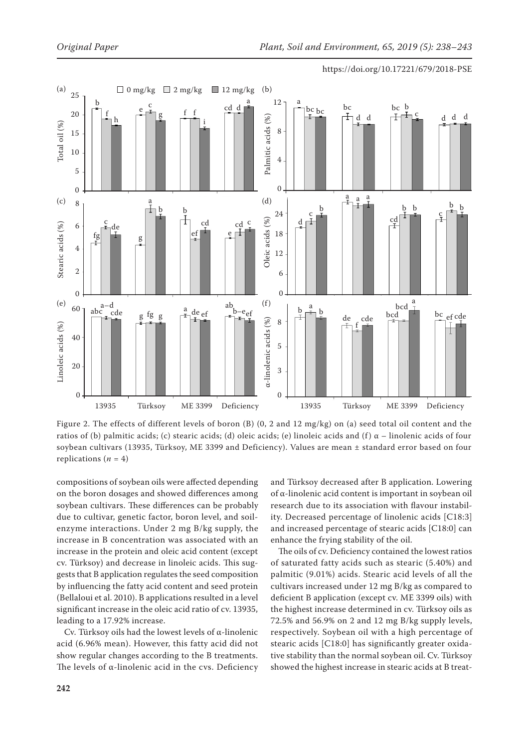Figure 2. The effects of different levels of boron (B) (0, 2 and 12 mg/kg) on (a) seed total oil content and the ratios of (b) palmitic acids; (c) stearic acids; (d) oleic acids; (e) linoleic acids and (f) α – linolenic acids of four soybean cultivars (13935, Türksoy, ME 3399 and Deficiency). Values are mean ± standard error based on four replications ($n$ = 4)

compositions of soybean oils were affected depending on the boron dosages and showed differences among soybean cultivars. These differences can be probably due to cultivar, genetic factor, boron level, and soil-enzyme interactions. Under 2 mg B/kg supply, the increase in B concentration was associated with an increase in the protein and oleic acid content (except cv. Türksoy) and decrease in linoleic acids. This suggests that B application regulates the seed composition by influencing the fatty acid content and seed protein (Bellaloui et al. 2010). B applications resulted in a level significant increase in the oleic acid ratio of cv. 13935, leading to a 17.92% increase.

Cv. Türksoy oils had the lowest levels of α-linolenic acid (6.96% mean). However, this fatty acid did not show regular changes according to the B treatments. The levels of α-linolenic acid in the cvs. Deficiency and Türksoy decreased after B application. Lowering of α-linolenic acid content is important in soybean oil research due to its association with flavour instability. Decreased percentage of linolenic acids [C18:3] and increased percentage of stearic acids [C18:0] can enhance the frying stability of the oil.

The oils of cv. Deficiency contained the lowest ratios of saturated fatty acids such as stearic (5.40%) and palmitic (9.01%) acids. Stearic acid levels of all the cultivars increased under 12 mg B/kg as compared to deficient B application (except cv. ME 3399 oils) with the highest increase determined in cv. Türksoy oils as 72.5% and 56.9% on 2 and 12 mg B/kg supply levels, respectively. Soybean oil with a high percentage of stearic acids [C18:0] has significantly greater oxidative stability than the normal soybean oil. Cv. Türksoy showed the highest increase in stearic acids at B treat-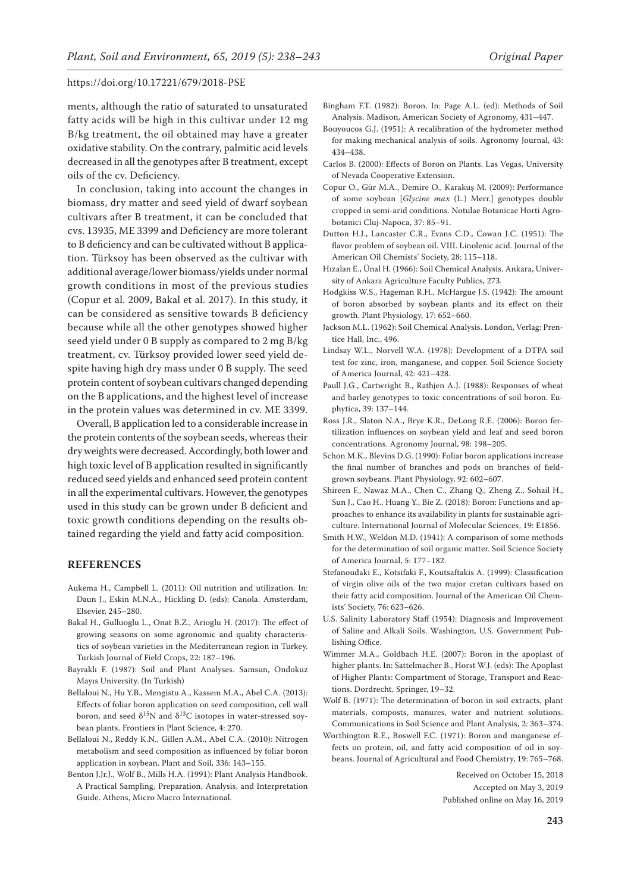ments, although the ratio of saturated to unsaturated fatty acids will be high in this cultivar under 12 mg B/kg treatment, the oil obtained may have a greater oxidative stability. On the contrary, palmitic acid levels decreased in all the genotypes after B treatment, except oils of the cv. Deficiency.

In conclusion, taking into account the changes in biomass, dry matter and seed yield of dwarf soybean cultivars after B treatment, it can be concluded that cvs. 13935, ME 3399 and Deficiency are more tolerant to B deficiency and can be cultivated without B application. Türksoy has been observed as the cultivar with additional average/lower biomass/yields under normal growth conditions in most of the previous studies (Copur et al. 2009, Bakal et al. 2017). In this study, it can be considered as sensitive towards B deficiency because while all the other genotypes showed higher seed yield under 0 B supply as compared to 2 mg B/kg treatment, cv. Türksoy provided lower seed yield despite having high dry mass under 0 B supply. The seed protein content of soybean cultivars changed depending on the B applications, and the highest level of increase in the protein values was determined in cv. ME 3399.

Overall, B application led to a considerable increase in the protein contents of the soybean seeds, whereas their dry weights were decreased. Accordingly, both lower and high toxic level of B application resulted in significantly reduced seed yields and enhanced seed protein content in all the experimental cultivars. However, the genotypes used in this study can be grown under B deficient and toxic growth conditions depending on the results obtained regarding the yield and fatty acid composition.

## REFERENCES

Aukema H., Campbell L. (2011): Oil nutrition and utilization. In: Daun J., Eskin M.N.A., Hickling D. (eds): Canola. Amsterdam, Elsevier, 245–280.

Bakal H., Gulluoglu L., Onat B.Z., Arioglu H. (2017): The effect of growing seasons on some agronomic and quality characteristics of soybean varieties in the Mediterranean region in Turkey. Turkish Journal of Field Crops, 22: 187–196.

Bayraklı F. (1987): Soil and Plant Analyses. Samsun, Ondokuz Mayıs University. (In Turkish)

Bellaloui N., Hu Y.B., Mengistu A., Kassem M.A., Abel C.A. (2013): Effects of foliar boron application on seed composition, cell wall boron, and seed $\delta^{15}N$ and $\delta^{13}C$ isotopes in water-stressed soybean plants. Frontiers in Plant Science, 4: 270.

Bellaloui N., Reddy K.N., Gillen A.M., Abel C.A. (2010): Nitrogen metabolism and seed composition as influenced by foliar boron application in soybean. Plant and Soil, 336: 143–155.

Benton J.Jr.J., Wolf B., Mills H.A. (1991): Plant Analysis Handbook. A Practical Sampling, Preparation, Analysis, and Interpretation Guide. Athens, Micro Macro International.

Bingham F.T. (1982): Boron. In: Page A.L. (ed): Methods of Soil Analysis. Madison, American Society of Agronomy, 431–447.

Bouyoucos G.J. (1951): A recalibration of the hydrometer method for making mechanical analysis of soils. Agronomy Journal, 43: 434–438.

Carlos B. (2000): Effects of Boron on Plants. Las Vegas, University of Nevada Cooperative Extension.

Copur O., Gür M.A., Demire O., Karakuş M. (2009): Performance of some soybean [*Glycine max* (L.) Merr.] genotypes double cropped in semi-arid conditions. Notulae Botanicae Horti Agrobotanici Cluj-Napoca, 37: 85–91.

Dutton H.J., Lancaster C.R., Evans C.D., Cowan J.C. (1951): The flavor problem of soybean oil. VIII. Linolenic acid. Journal of the American Oil Chemists' Society, 28: 115–118.

Hızalan E., Ünal H. (1966): Soil Chemical Analysis. Ankara, University of Ankara Agriculture Faculty Publics, 273.

Hodgkiss W.S., Hageman R.H., McHargue J.S. (1942): The amount of boron absorbed by soybean plants and its effect on their growth. Plant Physiology, 17: 652–660.

Jackson M.L. (1962): Soil Chemical Analysis. London, Verlag: Prentice Hall, Inc., 496.

Lindsay W.L., Norvell W.A. (1978): Development of a DTPA soil test for zinc, iron, manganese, and copper. Soil Science Society of America Journal, 42: 421–428.

Paull J.G., Cartwright B., Rathjen A.J. (1988): Responses of wheat and barley genotypes to toxic concentrations of soil boron. Euphytica, 39: 137–144.

Ross J.R., Slaton N.A., Brye K.R., DeLong R.E. (2006): Boron fertilization influences on soybean yield and leaf and seed boron concentrations. Agronomy Journal, 98: 198–205.

Schon M.K., Blevins D.G. (1990): Foliar boron applications increase the final number of branches and pods on branches of field-grown soybeans. Plant Physiology, 92: 602–607.

Shireen F., Nawaz M.A., Chen C., Zhang Q., Zheng Z., Sohail H., Sun J., Cao H., Huang Y., Bie Z. (2018): Boron: Functions and approaches to enhance its availability in plants for sustainable agriculture. International Journal of Molecular Sciences, 19: E1856.

Smith H.W., Weldon M.D. (1941): A comparison of some methods for the determination of soil organic matter. Soil Science Society of America Journal, 5: 177–182.

Stefanoudaki E., Kotsifaki F., Koutsaftakis A. (1999): Classification of virgin olive oils of the two major cretan cultivars based on their fatty acid composition. Journal of the American Oil Chemists' Society, 76: 623–626.

U.S. Salinity Laboratory Staff (1954): Diagnosis and Improvement of Saline and Alkali Soils. Washington, U.S. Government Publishing Office.

Wimmer M.A., Goldbach H.E. (2007): Boron in the apoplast of higher plants. In: Sattelmacher B., Horst W.J. (eds): The Apoplast of Higher Plants: Compartment of Storage, Transport and Reactions. Dordrecht, Springer, 19–32.

Wolf B. (1971): The determination of boron in soil extracts, plant materials, composts, manures, water and nutrient solutions. Communications in Soil Science and Plant Analysis, 2: 363–374.

Worthington R.E., Boswell F.C. (1971): Boron and manganese effects on protein, oil, and fatty acid composition of oil in soybeans. Journal of Agricultural and Food Chemistry, 19: 765–768.

Received on October 15, 2018
Accepted on May 3, 2019
Published online on May 16, 2019